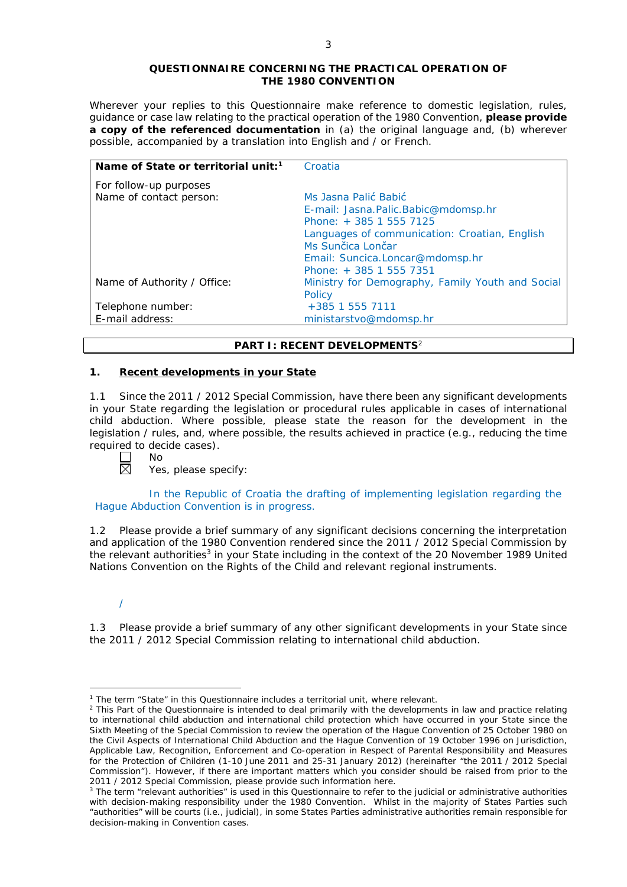**QUESTIONNAIRE CONCERNING THE PRACTICAL OPERATION OF THE 1980 CONVENTION**

Wherever your replies to this Questionnaire make reference to domestic legislation, rules, guidance or case law relating to the practical operation of the 1980 Convention, **please provide a copy of the referenced documentation** in (a) the original language and, (b) wherever possible, accompanied by a translation into English and / or French.

| **Name of State or territorial unit:**[1] | Croatia |
| --- | --- |
| For follow-up purposes<br>Name of contact person: | Ms Jasna Palić Babić<br>E-mail: Jasna.Palic.Babic@mdomsp.hr<br>Phone: + 385 1 555 7125<br>Languages of communication: Croatian, English<br>Ms Sunčica Lončar<br>Email: Suncica.Loncar@mdomsp.hr<br>Phone: + 385 1 555 7351 |
| Name of Authority / Office: | Ministry for Demography, Family Youth and Social Policy |
| Telephone number: | +385 1 555 7111 |
| E-mail address: | ministarstvo@mdomsp.hr |

## PART I: RECENT DEVELOPMENTS[2]

### 1. Recent developments in your State

1.1 Since the 2011 / 2012 Special Commission, have there been any significant developments in your State regarding the legislation or procedural rules applicable in cases of international child abduction. Where possible, please state the reason for the development in the legislation / rules, and, where possible, the results achieved in practice (e.g., reducing the time required to decide cases).

☐ No

☒ Yes, please specify:

In the Republic of Croatia the drafting of implementing legislation regarding the Hague Abduction Convention is in progress.

1.2 Please provide a brief summary of any significant decisions concerning the interpretation and application of the 1980 Convention rendered since the 2011 / 2012 Special Commission by the relevant authorities[3] in your State including in the context of the 20 November 1989 United Nations Convention on the Rights of the Child and relevant regional instruments.

/

1.3 Please provide a brief summary of any other significant developments in your State since the 2011 / 2012 Special Commission relating to international child abduction.

---

[1] The term "State" in this Questionnaire includes a territorial unit, where relevant.

[2] This Part of the Questionnaire is intended to deal primarily with the developments in law and practice relating to international child abduction and international child protection which have occurred in your State since the Sixth Meeting of the Special Commission to review the operation of the Hague Convention of 25 October 1980 on the Civil Aspects of International Child Abduction and the Hague Convention of 19 October 1996 on Jurisdiction, Applicable Law, Recognition, Enforcement and Co-operation in Respect of Parental Responsibility and Measures for the Protection of Children (1-10 June 2011 and 25-31 January 2012) (hereinafter "the 2011 / 2012 Special Commission"). However, if there are important matters which you consider should be raised from prior to the 2011 / 2012 Special Commission, please provide such information here.

[3] The term "relevant authorities" is used in this Questionnaire to refer to the judicial or administrative authorities with decision-making responsibility under the 1980 Convention. Whilst in the majority of States Parties such "authorities" will be courts (i.e., judicial), in some States Parties administrative authorities remain responsible for decision-making in Convention cases.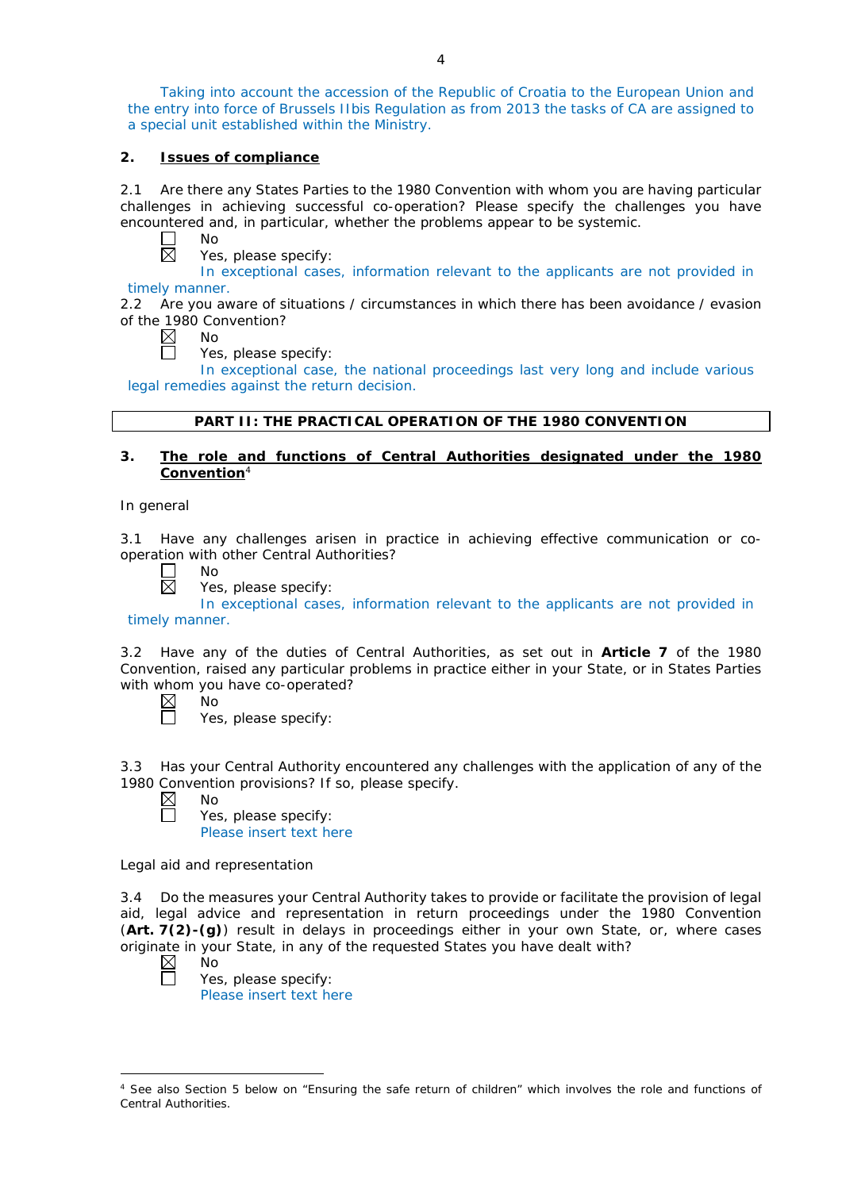Taking into account the accession of the Republic of Croatia to the European Union and the entry into force of Brussels IIbis Regulation as from 2013 the tasks of CA are assigned to a special unit established within the Ministry.

## 2. Issues of compliance

2.1 Are there any States Parties to the 1980 Convention with whom you are having particular challenges in achieving successful co-operation? Please specify the challenges you have encountered and, in particular, whether the problems appear to be systemic.

☐ No

☒ Yes, please specify:

In exceptional cases, information relevant to the applicants are not provided in timely manner.

2.2 Are you aware of situations / circumstances in which there has been avoidance / evasion of the 1980 Convention?

☒ No

☐ Yes, please specify:

In exceptional case, the national proceedings last very long and include various legal remedies against the return decision.

## PART II: THE PRACTICAL OPERATION OF THE 1980 CONVENTION

## 3. The role and functions of Central Authorities designated under the 1980 Convention[4]

In general

3.1 Have any challenges arisen in practice in achieving effective communication or co-operation with other Central Authorities?

☐ No

☒ Yes, please specify:

In exceptional cases, information relevant to the applicants are not provided in timely manner.

3.2 Have any of the duties of Central Authorities, as set out in **Article 7** of the 1980 Convention, raised any particular problems in practice either in your State, or in States Parties with whom you have co-operated?

☒ No

☐ Yes, please specify:

3.3 Has your Central Authority encountered any challenges with the application of any of the 1980 Convention provisions? If so, please specify.

☒ No

☐ Yes, please specify:

Please insert text here

Legal aid and representation

3.4 Do the measures your Central Authority takes to provide or facilitate the provision of legal aid, legal advice and representation in return proceedings under the 1980 Convention (**Art. 7(2)-(g)**) result in delays in proceedings either in your own State, or, where cases originate in your State, in any of the requested States you have dealt with?

☒ No

☐ Yes, please specify:

Please insert text here

---

[4] See also Section 5 below on "Ensuring the safe return of children" which involves the role and functions of Central Authorities.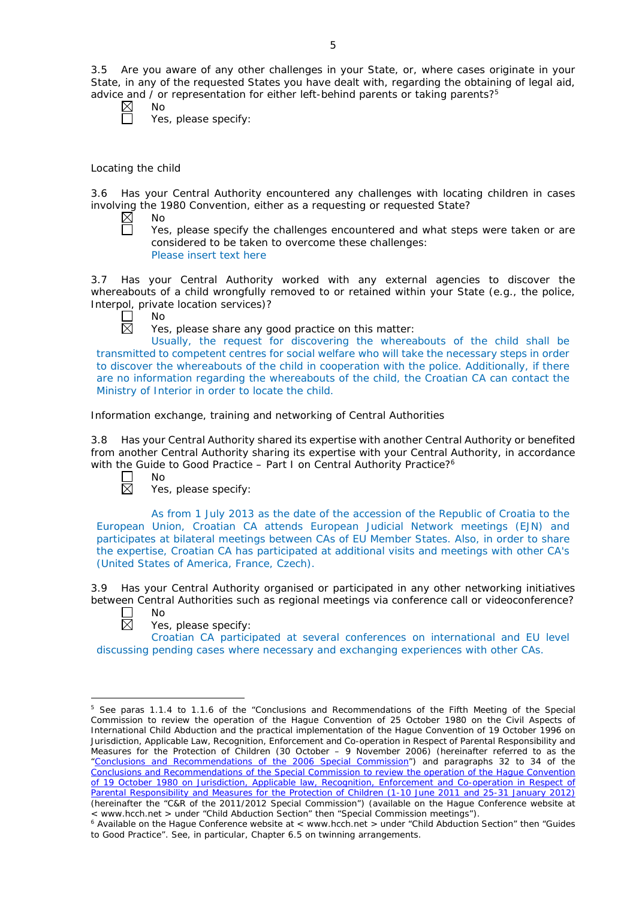3.5 Are you aware of any other challenges in your State, or, where cases originate in your State, in any of the requested States you have dealt with, regarding the obtaining of legal aid, advice and / or representation for either left-behind parents or taking parents?[5]

☒ No
☐ Yes, please specify:

Locating the child

3.6 Has your Central Authority encountered any challenges with locating children in cases involving the 1980 Convention, either as a requesting or requested State?

☒ No
☐ Yes, please specify the challenges encountered and what steps were taken or are considered to be taken to overcome these challenges:
Please insert text here

3.7 Has your Central Authority worked with any external agencies to discover the whereabouts of a child wrongfully removed to or retained within your State (e.g., the police, Interpol, private location services)?

☐ No
☒ Yes, please share any good practice on this matter:

Usually, the request for discovering the whereabouts of the child shall be transmitted to competent centres for social welfare who will take the necessary steps in order to discover the whereabouts of the child in cooperation with the police. Additionally, if there are no information regarding the whereabouts of the child, the Croatian CA can contact the Ministry of Interior in order to locate the child.

Information exchange, training and networking of Central Authorities

3.8 Has your Central Authority shared its expertise with another Central Authority or benefited from another Central Authority sharing its expertise with your Central Authority, in accordance with the Guide to Good Practice – Part I on Central Authority Practice?[6]

☐ No
☒ Yes, please specify:

As from 1 July 2013 as the date of the accession of the Republic of Croatia to the European Union, Croatian CA attends European Judicial Network meetings (EJN) and participates at bilateral meetings between CAs of EU Member States. Also, in order to share the expertise, Croatian CA has participated at additional visits and meetings with other CA's (United States of America, France, Czech).

3.9 Has your Central Authority organised or participated in any other networking initiatives between Central Authorities such as regional meetings via conference call or videoconference?

☐ No
☒ Yes, please specify:

Croatian CA participated at several conferences on international and EU level discussing pending cases where necessary and exchanging experiences with other CAs.

---

[5] See paras 1.1.4 to 1.1.6 of the "Conclusions and Recommendations of the Fifth Meeting of the Special Commission to review the operation of the Hague Convention of 25 October 1980 on the Civil Aspects of International Child Abduction and the practical implementation of the Hague Convention of 19 October 1996 on Jurisdiction, Applicable Law, Recognition, Enforcement and Co-operation in Respect of Parental Responsibility and Measures for the Protection of Children (30 October – 9 November 2006) (hereinafter referred to as the "Conclusions and Recommendations of the 2006 Special Commission") and paragraphs 32 to 34 of the Conclusions and Recommendations of the Special Commission to review the operation of the Hague Convention of 19 October 1980 on Jurisdiction, Applicable law, Recognition, Enforcement and Co-operation in Respect of Parental Responsibility and Measures for the Protection of Children (1-10 June 2011 and 25-31 January 2012) (hereinafter the "C&R of the 2011/2012 Special Commission") (available on the Hague Conference website at < www.hcch.net > under "Child Abduction Section" then "Special Commission meetings").

[6] Available on the Hague Conference website at < www.hcch.net > under "Child Abduction Section" then "Guides to Good Practice". See, in particular, Chapter 6.5 on twinning arrangements.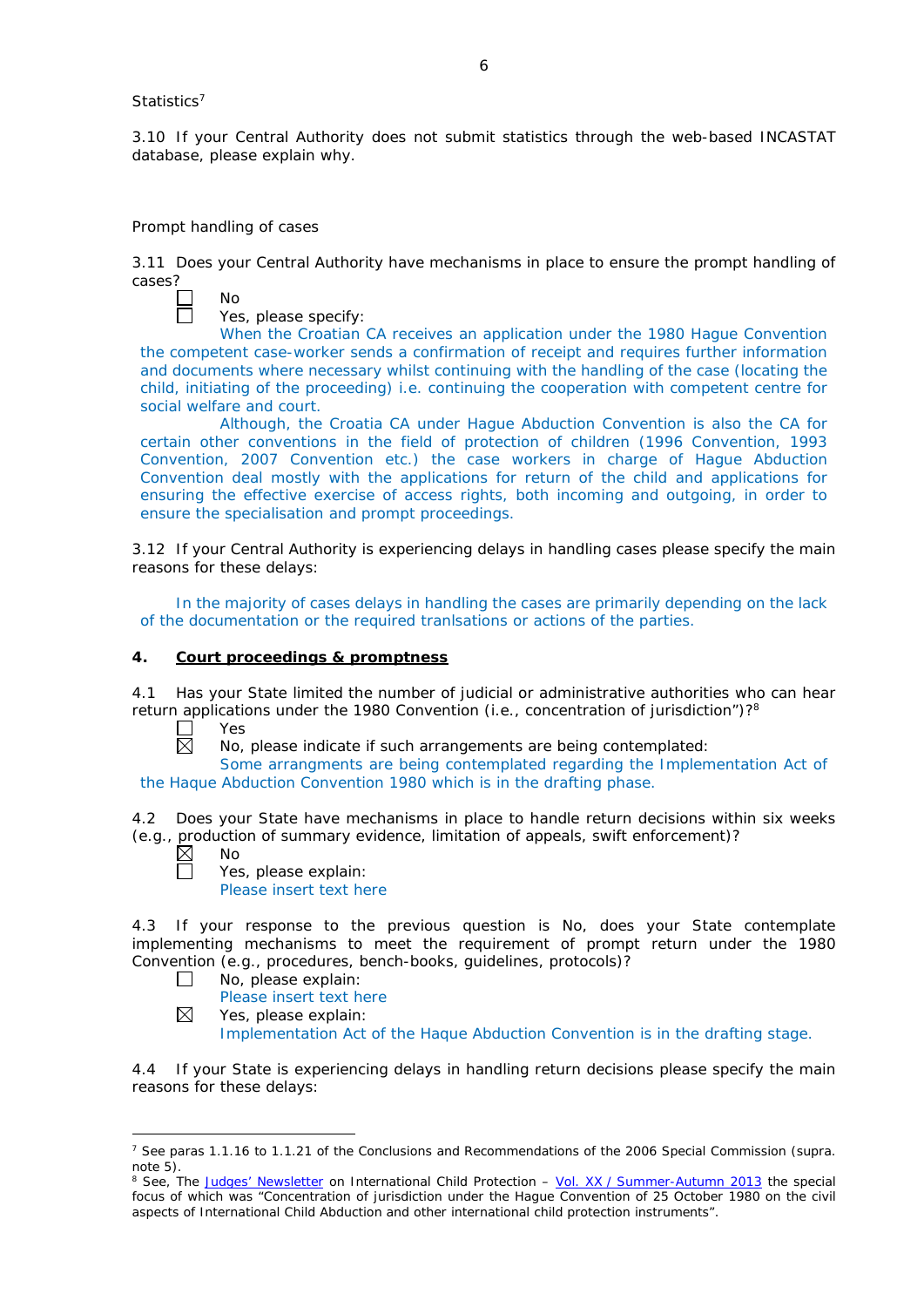Statistics[7]

3.10 If your Central Authority does not submit statistics through the web-based INCASTAT database, please explain why.

Prompt handling of cases

3.11 Does your Central Authority have mechanisms in place to ensure the prompt handling of cases?

☐ No

☐ Yes, please specify:

When the Croatian CA receives an application under the 1980 Hague Convention the competent case-worker sends a confirmation of receipt and requires further information and documents where necessary whilst continuing with the handling of the case (locating the child, initiating of the proceeding) i.e. continuing the cooperation with competent centre for social welfare and court.

Although, the Croatia CA under Hague Abduction Convention is also the CA for certain other conventions in the field of protection of children (1996 Convention, 1993 Convention, 2007 Convention etc.) the case workers in charge of Hague Abduction Convention deal mostly with the applications for return of the child and applications for ensuring the effective exercise of access rights, both incoming and outgoing, in order to ensure the specialisation and prompt proceedings.

3.12 If your Central Authority is experiencing delays in handling cases please specify the main reasons for these delays:

In the majority of cases delays in handling the cases are primarily depending on the lack of the documentation or the required tranlsations or actions of the parties.

## 4. Court proceedings & promptness

4.1 Has your State limited the number of judicial or administrative authorities who can hear return applications under the 1980 Convention (i.e., concentration of jurisdiction")?[8]

☐ Yes

☒ No, please indicate if such arrangements are being contemplated:

Some arrangments are being contemplated regarding the Implementation Act of the Haque Abduction Convention 1980 which is in the drafting phase.

4.2 Does your State have mechanisms in place to handle return decisions within six weeks (e.g., production of summary evidence, limitation of appeals, swift enforcement)?

☒ No

☐ Yes, please explain:

Please insert text here

4.3 If your response to the previous question is No, does your State contemplate implementing mechanisms to meet the requirement of prompt return under the 1980 Convention (e.g., procedures, bench-books, guidelines, protocols)?

☐ No, please explain:

Please insert text here

☒ Yes, please explain:

Implementation Act of the Haque Abduction Convention is in the drafting stage.

4.4 If your State is experiencing delays in handling return decisions please specify the main reasons for these delays:

---

[7] See paras 1.1.16 to 1.1.21 of the Conclusions and Recommendations of the 2006 Special Commission (supra. note 5).

[8] See, The Judges' Newsletter on International Child Protection – Vol. XX / Summer-Autumn 2013 the special focus of which was "Concentration of jurisdiction under the Hague Convention of 25 October 1980 on the civil aspects of International Child Abduction and other international child protection instruments".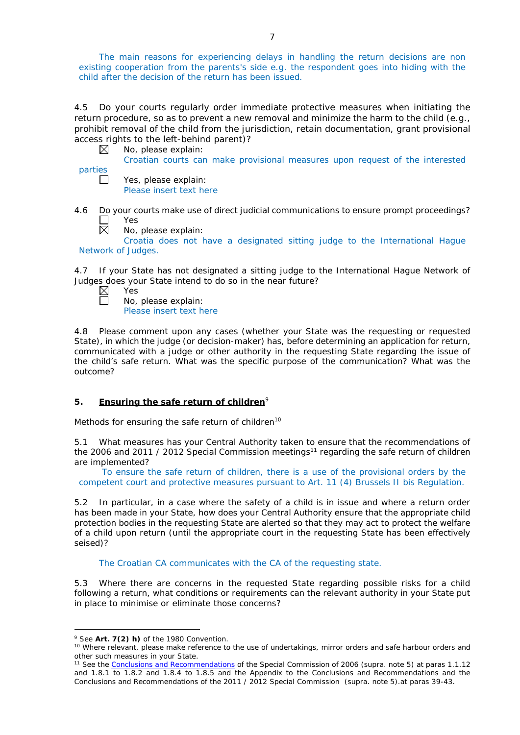The main reasons for experiencing delays in handling the return decisions are non existing cooperation from the parents's side e.g. the respondent goes into hiding with the child after the decision of the return has been issued.

4.5 Do your courts regularly order immediate protective measures when initiating the return procedure, so as to prevent a new removal and minimize the harm to the child (e.g., prohibit removal of the child from the jurisdiction, retain documentation, grant provisional access rights to the left-behind parent)?

☒ No, please explain:
Croatian courts can make provisional measures upon request of the interested parties

☐ Yes, please explain:
Please insert text here

4.6 Do your courts make use of direct judicial communications to ensure prompt proceedings?

☐ Yes

☒ No, please explain:
Croatia does not have a designated sitting judge to the International Hague Network of Judges.

4.7 If your State has not designated a sitting judge to the International Hague Network of Judges does your State intend to do so in the near future?

☒ Yes

☐ No, please explain:
Please insert text here

4.8 Please comment upon any cases (whether your State was the requesting or requested State), in which the judge (or decision-maker) has, before determining an application for return, communicated with a judge or other authority in the requesting State regarding the issue of the child's safe return. What was the specific purpose of the communication? What was the outcome?

## 5. **Ensuring the safe return of children**[9]

Methods for ensuring the safe return of children[10]

5.1 What measures has your Central Authority taken to ensure that the recommendations of the 2006 and 2011 / 2012 Special Commission meetings[11] regarding the safe return of children are implemented?

To ensure the safe return of children, there is a use of the provisional orders by the competent court and protective measures pursuant to Art. 11 (4) Brussels II bis Regulation.

5.2 In particular, in a case where the safety of a child is in issue and where a return order has been made in your State, how does your Central Authority ensure that the appropriate child protection bodies in the requesting State are alerted so that they may act to protect the welfare of a child upon return (until the appropriate court in the requesting State has been effectively seised)?

The Croatian CA communicates with the CA of the requesting state.

5.3 Where there are concerns in the requested State regarding possible risks for a child following a return, what conditions or requirements can the relevant authority in your State put in place to minimise or eliminate those concerns?

---

[9] See **Art. 7(2) h)** of the 1980 Convention.

[10] Where relevant, please make reference to the use of undertakings, mirror orders and safe harbour orders and other such measures in your State.

[11] See the Conclusions and Recommendations of the Special Commission of 2006 (supra. note 5) at paras 1.1.12 and 1.8.1 to 1.8.2 and 1.8.4 to 1.8.5 and the Appendix to the Conclusions and Recommendations and the Conclusions and Recommendations of the 2011 / 2012 Special Commission (supra. note 5).at paras 39-43.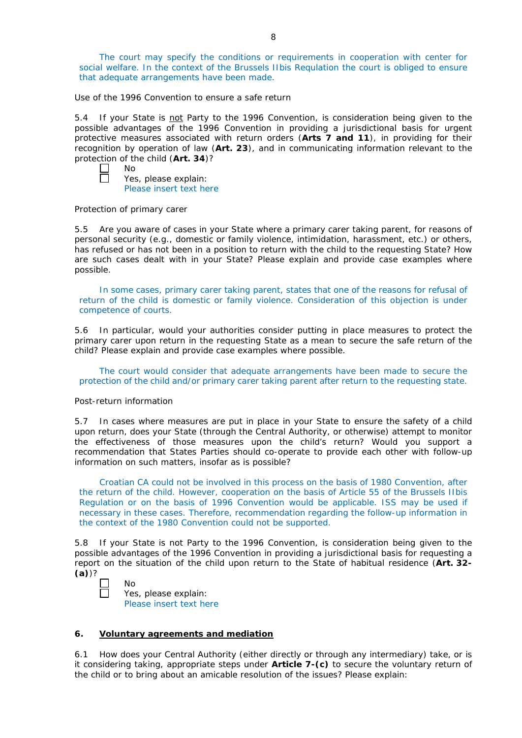The court may specify the conditions or requirements in cooperation with center for social welfare. In the context of the Brussels IIbis Regulation the court is obliged to ensure that adequate arrangements have been made.

Use of the 1996 Convention to ensure a safe return

5.4 If your State is not Party to the 1996 Convention, is consideration being given to the possible advantages of the 1996 Convention in providing a jurisdictional basis for urgent protective measures associated with return orders (**Arts 7 and 11**), in providing for their recognition by operation of law (**Art. 23**), and in communicating information relevant to the protection of the child (**Art. 34**)?

☐ No
☐ Yes, please explain:
Please insert text here

Protection of primary carer

5.5 Are you aware of cases in your State where a primary carer taking parent, for reasons of personal security (e.g., domestic or family violence, intimidation, harassment, etc.) or others, has refused or has not been in a position to return with the child to the requesting State? How are such cases dealt with in your State? Please explain and provide case examples where possible.

In some cases, primary carer taking parent, states that one of the reasons for refusal of return of the child is domestic or family violence. Consideration of this objection is under competence of courts.

5.6 In particular, would your authorities consider putting in place measures to protect the primary carer upon return in the requesting State as a mean to secure the safe return of the child? Please explain and provide case examples where possible.

The court would consider that adequate arrangements have been made to secure the protection of the child and/or primary carer taking parent after return to the requesting state.

Post-return information

5.7 In cases where measures are put in place in your State to ensure the safety of a child upon return, does your State (through the Central Authority, or otherwise) attempt to monitor the effectiveness of those measures upon the child's return? Would you support a recommendation that States Parties should co-operate to provide each other with follow-up information on such matters, insofar as is possible?

Croatian CA could not be involved in this process on the basis of 1980 Convention, after the return of the child. However, cooperation on the basis of Article 55 of the Brussels IIbis Regulation or on the basis of 1996 Convention would be applicable. ISS may be used if necessary in these cases. Therefore, recommendation regarding the follow-up information in the context of the 1980 Convention could not be supported.

5.8 If your State is not Party to the 1996 Convention, is consideration being given to the possible advantages of the 1996 Convention in providing a jurisdictional basis for requesting a report on the situation of the child upon return to the State of habitual residence (**Art. 32-(a)**)?

☐ No
☐ Yes, please explain:
Please insert text here

## 6. Voluntary agreements and mediation

6.1 How does your Central Authority (either directly or through any intermediary) take, or is it considering taking, appropriate steps under **Article 7-(c)** to secure the voluntary return of the child or to bring about an amicable resolution of the issues? Please explain: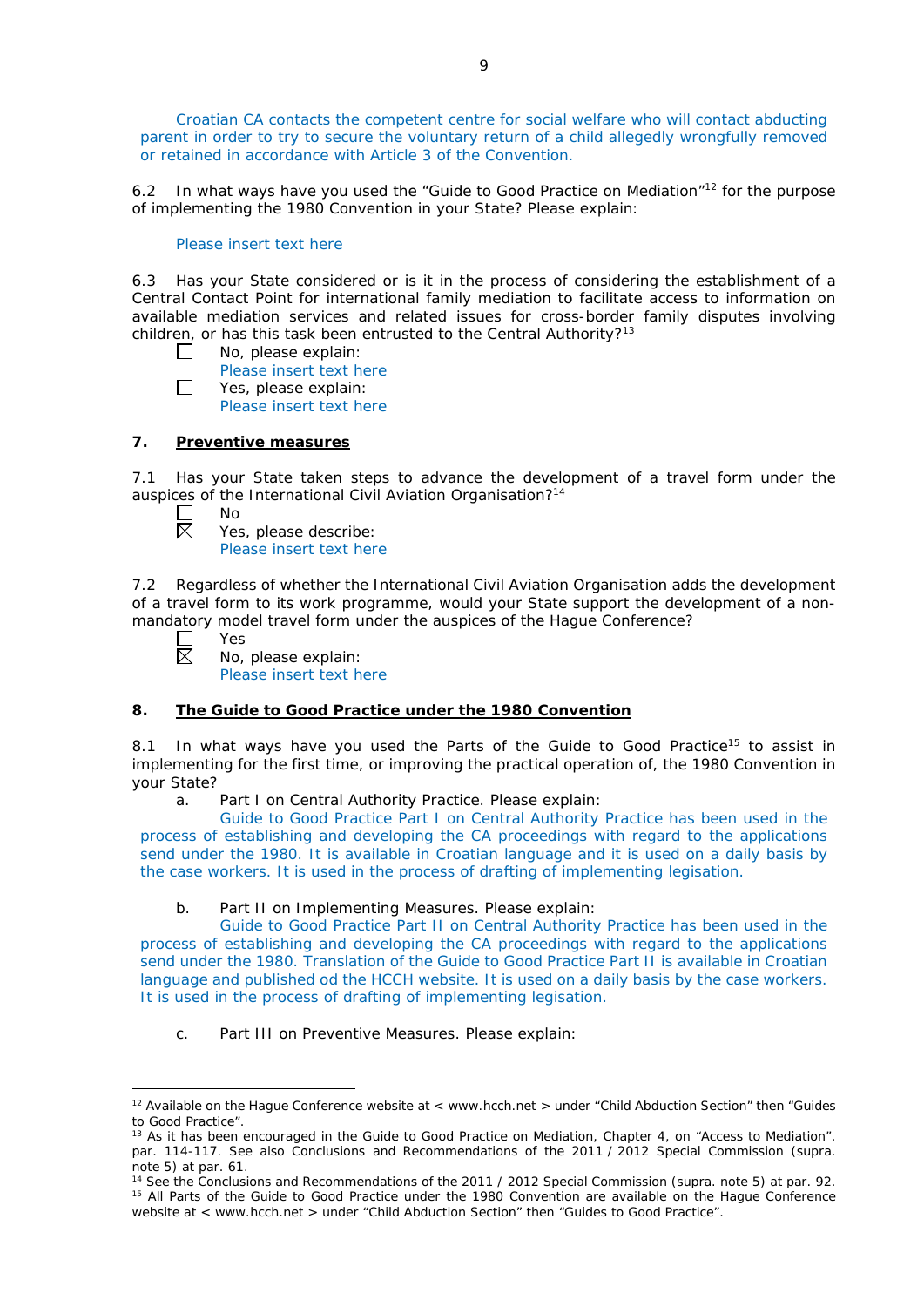Croatian CA contacts the competent centre for social welfare who will contact abducting parent in order to try to secure the voluntary return of a child allegedly wrongfully removed or retained in accordance with Article 3 of the Convention.

6.2 In what ways have you used the "Guide to Good Practice on Mediation"[12] for the purpose of implementing the 1980 Convention in your State? Please explain:

Please insert text here

6.3 Has your State considered or is it in the process of considering the establishment of a Central Contact Point for international family mediation to facilitate access to information on available mediation services and related issues for cross-border family disputes involving children, or has this task been entrusted to the Central Authority?[13]

☐ No, please explain:
Please insert text here

☐ Yes, please explain:
Please insert text here

## 7. Preventive measures

7.1 Has your State taken steps to advance the development of a travel form under the auspices of the International Civil Aviation Organisation?[14]

☐ No

☒ Yes, please describe:
Please insert text here

7.2 Regardless of whether the International Civil Aviation Organisation adds the development of a travel form to its work programme, would your State support the development of a non-mandatory model travel form under the auspices of the Hague Conference?

☐ Yes

☒ No, please explain:
Please insert text here

## 8. The Guide to Good Practice under the 1980 Convention

8.1 In what ways have you used the Parts of the Guide to Good Practice[15] to assist in implementing for the first time, or improving the practical operation of, the 1980 Convention in your State?

a. Part I on Central Authority Practice. Please explain:

Guide to Good Practice Part I on Central Authority Practice has been used in the process of establishing and developing the CA proceedings with regard to the applications send under the 1980. It is available in Croatian language and it is used on a daily basis by the case workers. It is used in the process of drafting of implementing legisation.

b. Part II on Implementing Measures. Please explain:

Guide to Good Practice Part II on Central Authority Practice has been used in the process of establishing and developing the CA proceedings with regard to the applications send under the 1980. Translation of the Guide to Good Practice Part II is available in Croatian language and published od the HCCH website. It is used on a daily basis by the case workers. It is used in the process of drafting of implementing legisation.

c. Part III on Preventive Measures. Please explain:

---

[12] Available on the Hague Conference website at < www.hcch.net > under "Child Abduction Section" then "Guides to Good Practice".

[13] As it has been encouraged in the Guide to Good Practice on Mediation, Chapter 4, on "Access to Mediation". par. 114-117. See also Conclusions and Recommendations of the 2011 / 2012 Special Commission (supra. note 5) at par. 61.

[14] See the Conclusions and Recommendations of the 2011 / 2012 Special Commission (supra. note 5) at par. 92.

[15] All Parts of the Guide to Good Practice under the 1980 Convention are available on the Hague Conference website at < www.hcch.net > under "Child Abduction Section" then "Guides to Good Practice".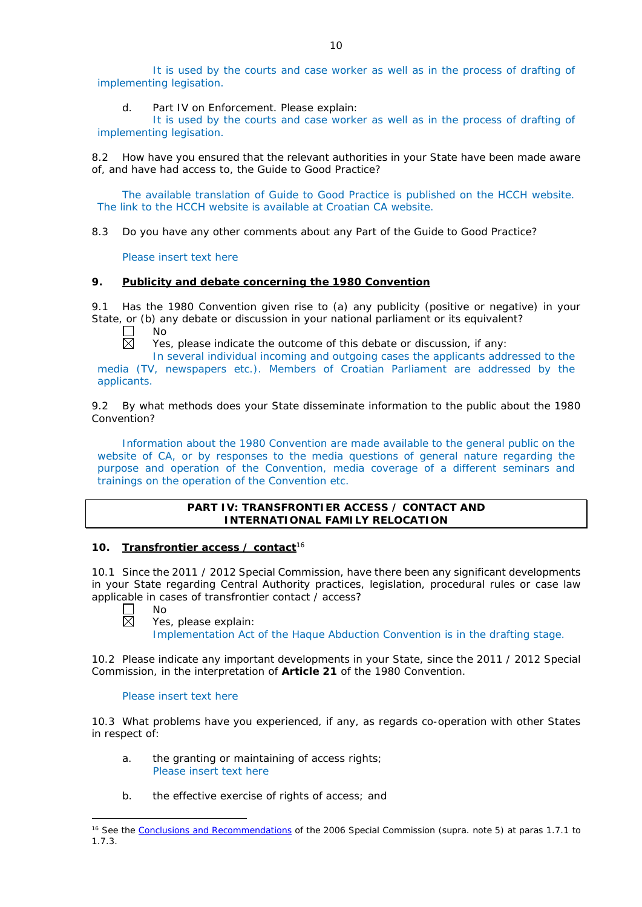It is used by the courts and case worker as well as in the process of drafting of implementing legisation.

d. Part IV on Enforcement. Please explain:
It is used by the courts and case worker as well as in the process of drafting of implementing legisation.

8.2 How have you ensured that the relevant authorities in your State have been made aware of, and have had access to, the Guide to Good Practice?

The available translation of Guide to Good Practice is published on the HCCH website. The link to the HCCH website is available at Croatian CA website.

8.3 Do you have any other comments about any Part of the Guide to Good Practice?

Please insert text here

## 9. Publicity and debate concerning the 1980 Convention

9.1 Has the 1980 Convention given rise to (a) any publicity (positive or negative) in your State, or (b) any debate or discussion in your national parliament or its equivalent?

☐ No
☒ Yes, please indicate the outcome of this debate or discussion, if any:
In several individual incoming and outgoing cases the applicants addressed to the media (TV, newspapers etc.). Members of Croatian Parliament are addressed by the applicants.

9.2 By what methods does your State disseminate information to the public about the 1980 Convention?

Information about the 1980 Convention are made available to the general public on the website of CA, or by responses to the media questions of general nature regarding the purpose and operation of the Convention, media coverage of a different seminars and trainings on the operation of the Convention etc.

**PART IV: TRANSFRONTIER ACCESS / CONTACT AND INTERNATIONAL FAMILY RELOCATION**

## 10. Transfrontier access / contact[16]

10.1 Since the 2011 / 2012 Special Commission, have there been any significant developments in your State regarding Central Authority practices, legislation, procedural rules or case law applicable in cases of transfrontier contact / access?

☐ No
☒ Yes, please explain:
Implementation Act of the Haque Abduction Convention is in the drafting stage.

10.2 Please indicate any important developments in your State, since the 2011 / 2012 Special Commission, in the interpretation of **Article 21** of the 1980 Convention.

Please insert text here

10.3 What problems have you experienced, if any, as regards co-operation with other States in respect of:

a. the granting or maintaining of access rights;
Please insert text here

b. the effective exercise of rights of access; and

---

[16] See the Conclusions and Recommendations of the 2006 Special Commission (supra. note 5) at paras 1.7.1 to 1.7.3.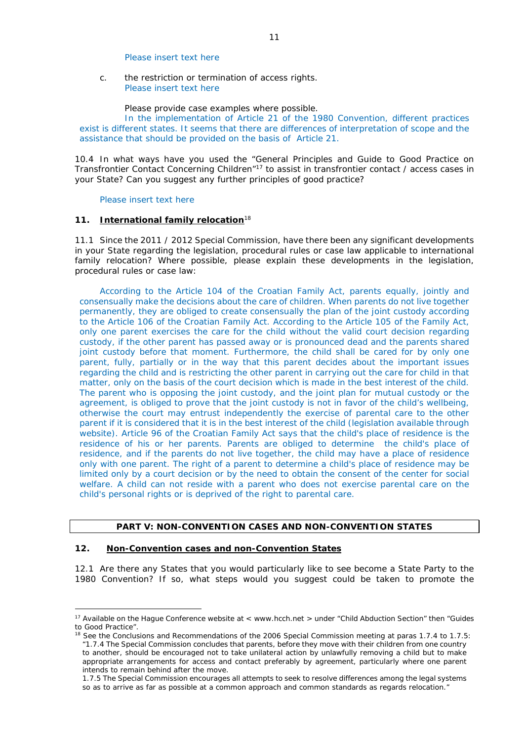Please insert text here

c. the restriction or termination of access rights.
Please insert text here

Please provide case examples where possible.

In the implementation of Article 21 of the 1980 Convention, different practices exist is different states. It seems that there are differences of interpretation of scope and the assistance that should be provided on the basis of Article 21.

10.4 In what ways have you used the "General Principles and Guide to Good Practice on Transfrontier Contact Concerning Children"[17] to assist in transfrontier contact / access cases in your State? Can you suggest any further principles of good practice?

Please insert text here

### 11. International family relocation[18]

11.1 Since the 2011 / 2012 Special Commission, have there been any significant developments in your State regarding the legislation, procedural rules or case law applicable to international family relocation? Where possible, please explain these developments in the legislation, procedural rules or case law:

According to the Article 104 of the Croatian Family Act, parents equally, jointly and consensually make the decisions about the care of children. When parents do not live together permanently, they are obliged to create consensually the plan of the joint custody according to the Article 106 of the Croatian Family Act. According to the Article 105 of the Family Act, only one parent exercises the care for the child without the valid court decision regarding custody, if the other parent has passed away or is pronounced dead and the parents shared joint custody before that moment. Furthermore, the child shall be cared for by only one parent, fully, partially or in the way that this parent decides about the important issues regarding the child and is restricting the other parent in carrying out the care for child in that matter, only on the basis of the court decision which is made in the best interest of the child. The parent who is opposing the joint custody, and the joint plan for mutual custody or the agreement, is obliged to prove that the joint custody is not in favor of the child's wellbeing, otherwise the court may entrust independently the exercise of parental care to the other parent if it is considered that it is in the best interest of the child (legislation available through website). Article 96 of the Croatian Family Act says that the child's place of residence is the residence of his or her parents. Parents are obliged to determine the child's place of residence, and if the parents do not live together, the child may have a place of residence only with one parent. The right of a parent to determine a child's place of residence may be limited only by a court decision or by the need to obtain the consent of the center for social welfare. A child can not reside with a parent who does not exercise parental care on the child's personal rights or is deprived of the right to parental care.

## PART V: NON-CONVENTION CASES AND NON-CONVENTION STATES

### 12. Non-Convention cases and non-Convention States

12.1 Are there any States that you would particularly like to see become a State Party to the 1980 Convention? If so, what steps would you suggest could be taken to promote the

---

[17] Available on the Hague Conference website at < www.hcch.net > under "Child Abduction Section" then "Guides to Good Practice".

[18] See the Conclusions and Recommendations of the 2006 Special Commission meeting at paras 1.7.4 to 1.7.5: "1.7.4 The Special Commission concludes that parents, before they move with their children from one country to another, should be encouraged not to take unilateral action by unlawfully removing a child but to make appropriate arrangements for access and contact preferably by agreement, particularly where one parent intends to remain behind after the move.
1.7.5 The Special Commission encourages all attempts to seek to resolve differences among the legal systems so as to arrive as far as possible at a common approach and common standards as regards relocation."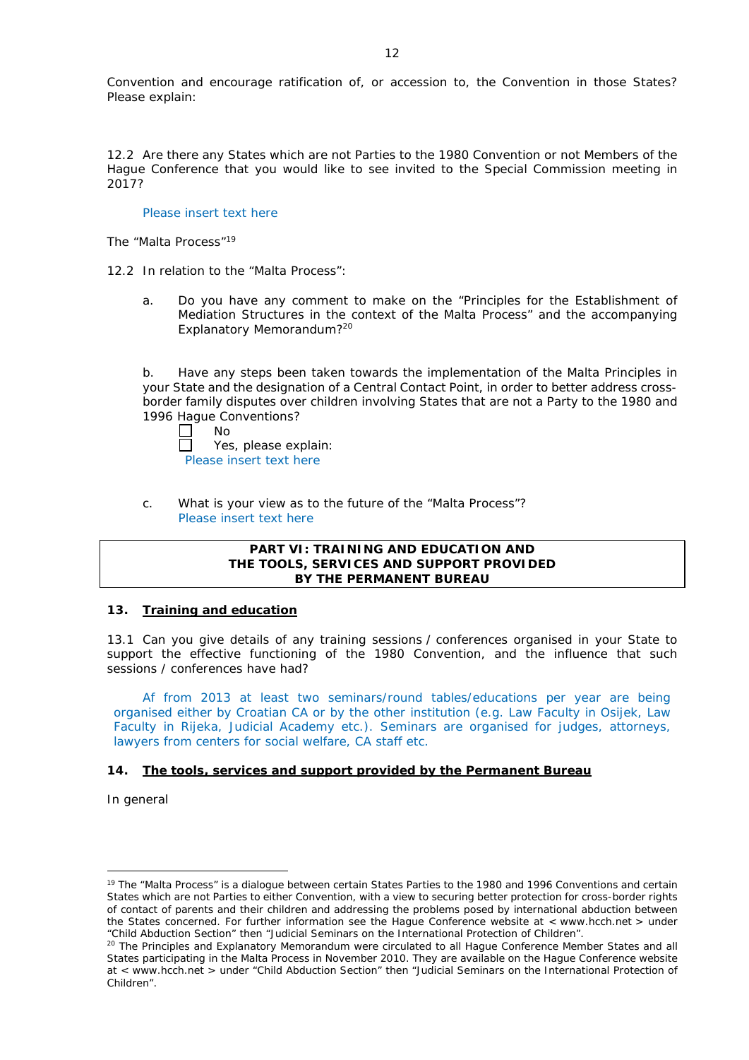Convention and encourage ratification of, or accession to, the Convention in those States? Please explain:

12.2 Are there any States which are not Parties to the 1980 Convention or not Members of the Hague Conference that you would like to see invited to the Special Commission meeting in 2017?

Please insert text here

The "Malta Process"[19]

12.2 In relation to the "Malta Process":

a. Do you have any comment to make on the "Principles for the Establishment of Mediation Structures in the context of the Malta Process" and the accompanying Explanatory Memorandum?[20]

b. Have any steps been taken towards the implementation of the Malta Principles in your State and the designation of a Central Contact Point, in order to better address cross-border family disputes over children involving States that are not a Party to the 1980 and 1996 Hague Conventions?

- [ ] No
- [ ] Yes, please explain:

Please insert text here

c. What is your view as to the future of the "Malta Process"?
Please insert text here

## PART VI: TRAINING AND EDUCATION AND THE TOOLS, SERVICES AND SUPPORT PROVIDED BY THE PERMANENT BUREAU

### 13. Training and education

13.1 Can you give details of any training sessions / conferences organised in your State to support the effective functioning of the 1980 Convention, and the influence that such sessions / conferences have had?

Af from 2013 at least two seminars/round tables/educations per year are being organised either by Croatian CA or by the other institution (e.g. Law Faculty in Osijek, Law Faculty in Rijeka, Judicial Academy etc.). Seminars are organised for judges, attorneys, lawyers from centers for social welfare, CA staff etc.

### 14. The tools, services and support provided by the Permanent Bureau

In general

---

[19] The "Malta Process" is a dialogue between certain States Parties to the 1980 and 1996 Conventions and certain States which are not Parties to either Convention, with a view to securing better protection for cross-border rights of contact of parents and their children and addressing the problems posed by international abduction between the States concerned. For further information see the Hague Conference website at < www.hcch.net > under "Child Abduction Section" then "Judicial Seminars on the International Protection of Children".

[20] The Principles and Explanatory Memorandum were circulated to all Hague Conference Member States and all States participating in the Malta Process in November 2010. They are available on the Hague Conference website at < www.hcch.net > under "Child Abduction Section" then "Judicial Seminars on the International Protection of Children".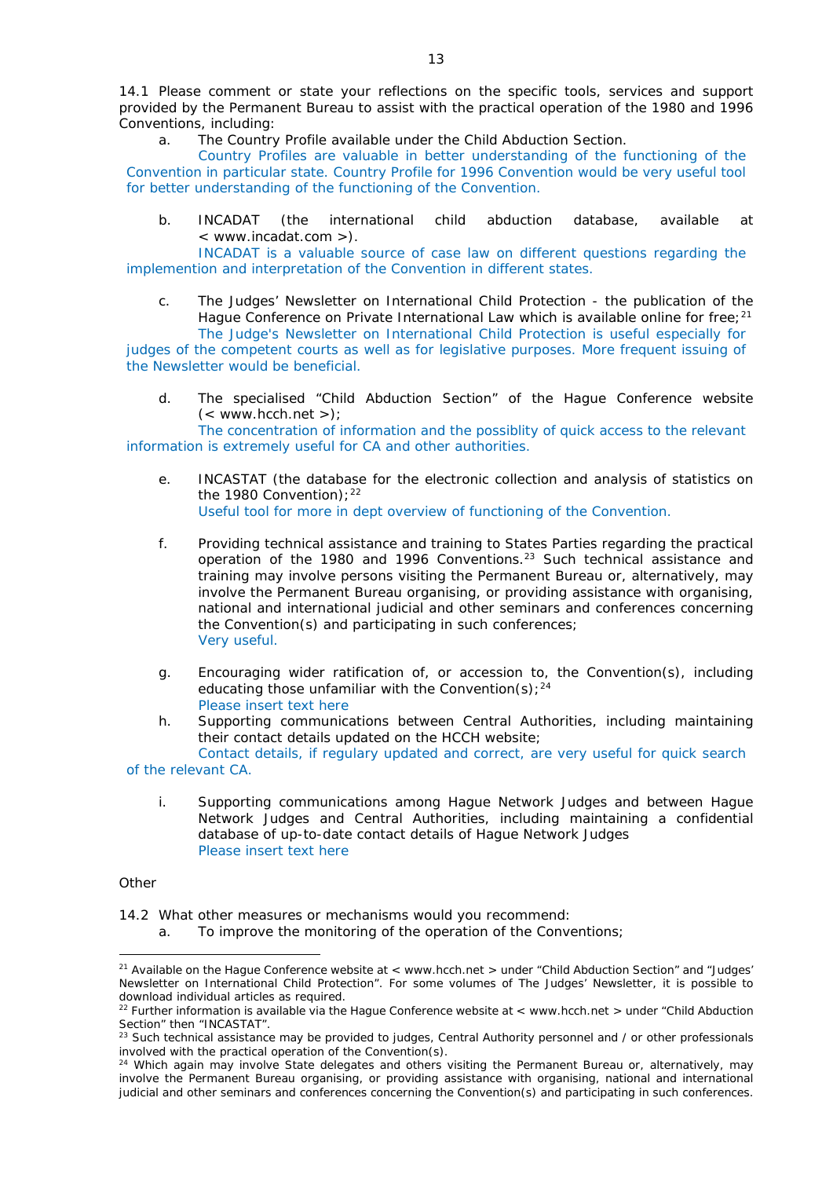14.1 Please comment or state your reflections on the specific tools, services and support provided by the Permanent Bureau to assist with the practical operation of the 1980 and 1996 Conventions, including:

a. The Country Profile available under the Child Abduction Section.

Country Profiles are valuable in better understanding of the functioning of the Convention in particular state. Country Profile for 1996 Convention would be very useful tool for better understanding of the functioning of the Convention.

b. INCADAT (the international child abduction database, available at < www.incadat.com >).

INCADAT is a valuable source of case law on different questions regarding the implemention and interpretation of the Convention in different states.

c. The Judges' Newsletter on International Child Protection - the publication of the Hague Conference on Private International Law which is available online for free;[21]

The Judge's Newsletter on International Child Protection is useful especially for judges of the competent courts as well as for legislative purposes. More frequent issuing of the Newsletter would be beneficial.

d. The specialised "Child Abduction Section" of the Hague Conference website (< www.hcch.net >);

The concentration of information and the possiblity of quick access to the relevant information is extremely useful for CA and other authorities.

e. INCASTAT (the database for the electronic collection and analysis of statistics on the 1980 Convention);[22]

Useful tool for more in dept overview of functioning of the Convention.

f. Providing technical assistance and training to States Parties regarding the practical operation of the 1980 and 1996 Conventions.[23] Such technical assistance and training may involve persons visiting the Permanent Bureau or, alternatively, may involve the Permanent Bureau organising, or providing assistance with organising, national and international judicial and other seminars and conferences concerning the Convention(s) and participating in such conferences;

Very useful.

g. Encouraging wider ratification of, or accession to, the Convention(s), including educating those unfamiliar with the Convention(s);[24]

Please insert text here

h. Supporting communications between Central Authorities, including maintaining their contact details updated on the HCCH website;

Contact details, if regulary updated and correct, are very useful for quick search of the relevant CA.

i. Supporting communications among Hague Network Judges and between Hague Network Judges and Central Authorities, including maintaining a confidential database of up-to-date contact details of Hague Network Judges

Please insert text here

Other

14.2 What other measures or mechanisms would you recommend:

a. To improve the monitoring of the operation of the Conventions;

---

[21] Available on the Hague Conference website at < www.hcch.net > under "Child Abduction Section" and "Judges' Newsletter on International Child Protection". For some volumes of The Judges' Newsletter, it is possible to download individual articles as required.

[22] Further information is available via the Hague Conference website at < www.hcch.net > under "Child Abduction Section" then "INCASTAT".

[23] Such technical assistance may be provided to judges, Central Authority personnel and / or other professionals involved with the practical operation of the Convention(s).

[24] Which again may involve State delegates and others visiting the Permanent Bureau or, alternatively, may involve the Permanent Bureau organising, or providing assistance with organising, national and international judicial and other seminars and conferences concerning the Convention(s) and participating in such conferences.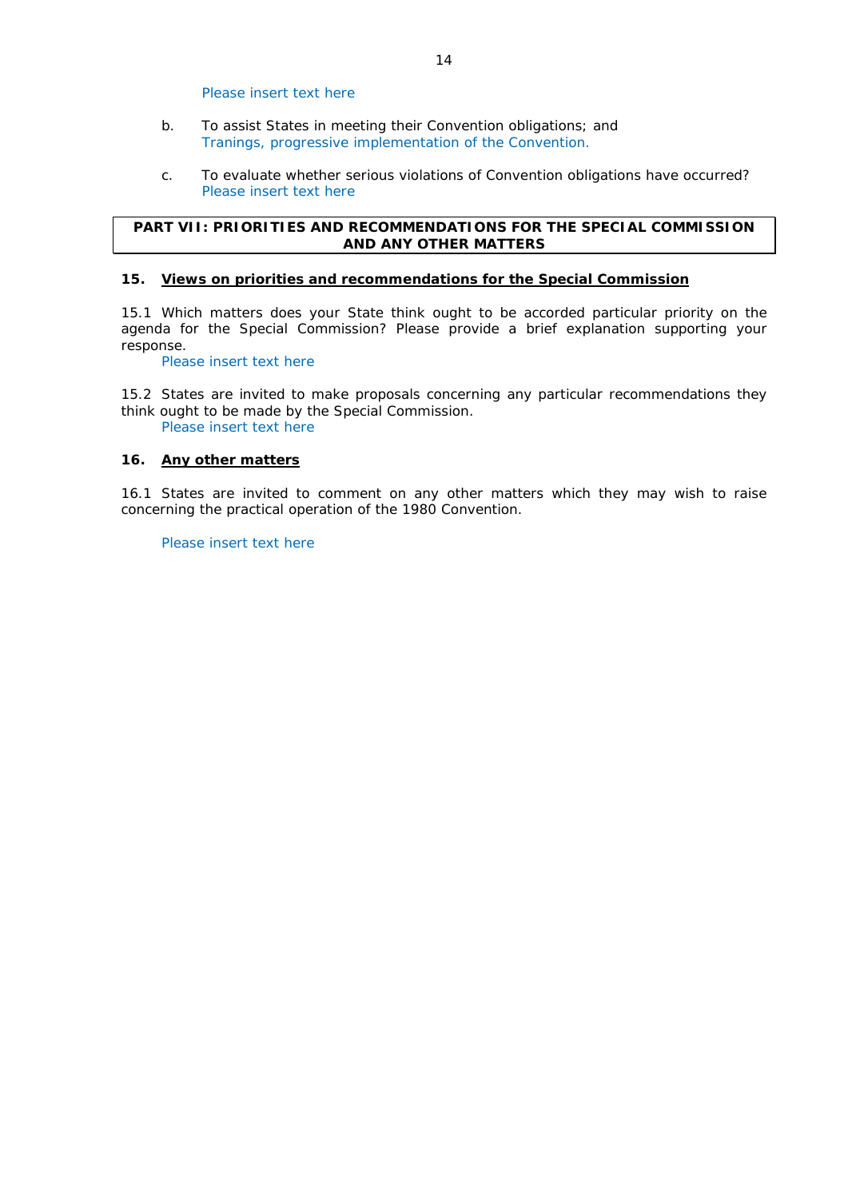Please insert text here

b. To assist States in meeting their Convention obligations; and
   Tranings, progressive implementation of the Convention.

c. To evaluate whether serious violations of Convention obligations have occurred?
   Please insert text here

## PART VII: PRIORITIES AND RECOMMENDATIONS FOR THE SPECIAL COMMISSION AND ANY OTHER MATTERS

### 15. Views on priorities and recommendations for the Special Commission

15.1 Which matters does your State think ought to be accorded particular priority on the agenda for the Special Commission? Please provide a brief explanation supporting your response.

Please insert text here

15.2 States are invited to make proposals concerning any particular recommendations they think ought to be made by the Special Commission.

Please insert text here

### 16. Any other matters

16.1 States are invited to comment on any other matters which they may wish to raise concerning the practical operation of the 1980 Convention.

Please insert text here